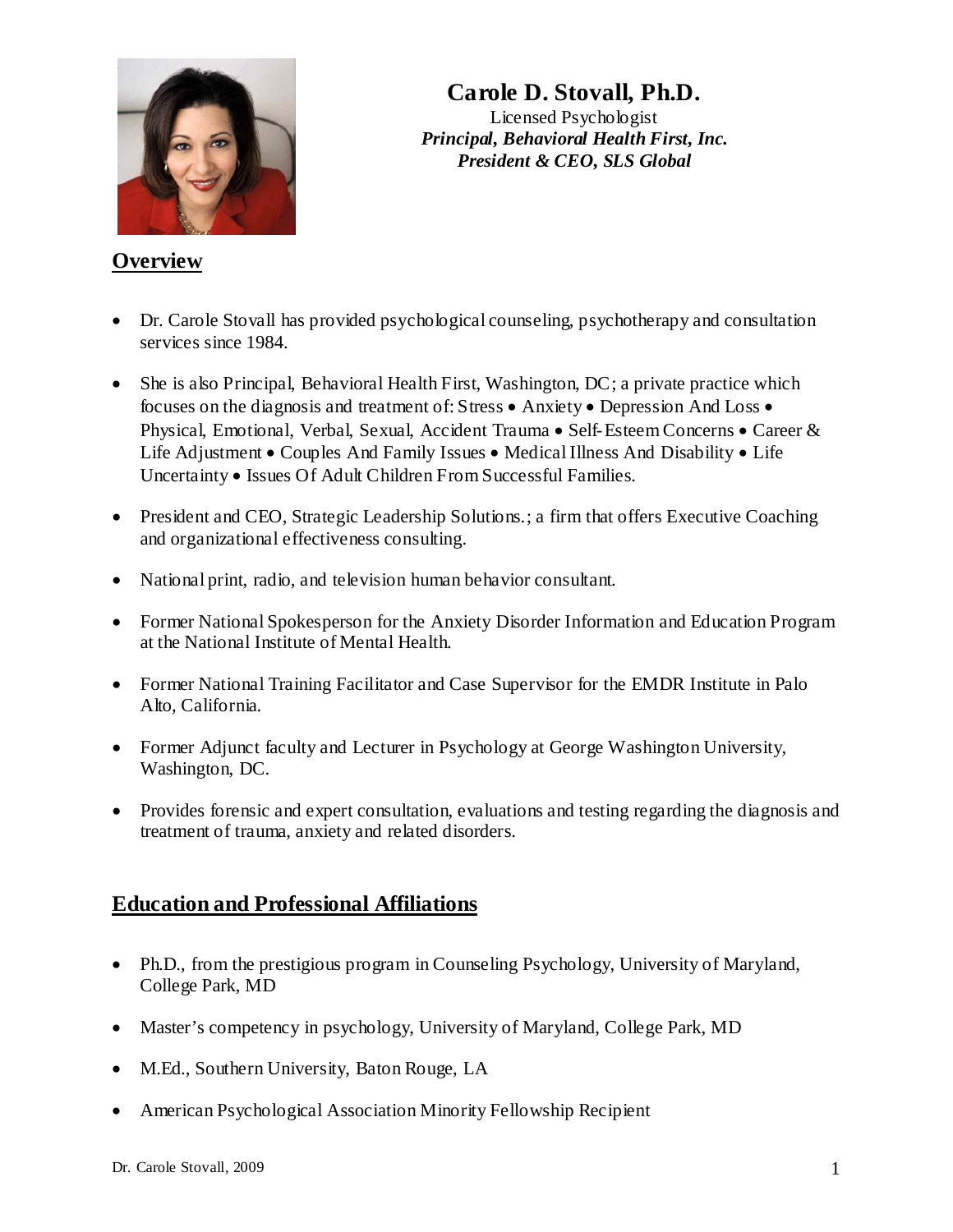# Carole D. Stovall, Ph.D.

Licensed Psychologist
***Principal, Behavioral Health First, Inc.***
***President & CEO, SLS Global***

## Overview

- Dr. Carole Stovall has provided psychological counseling, psychotherapy and consultation services since 1984.
- She is also Principal, Behavioral Health First, Washington, DC; a private practice which focuses on the diagnosis and treatment of: Stress • Anxiety • Depression And Loss • Physical, Emotional, Verbal, Sexual, Accident Trauma • Self-Esteem Concerns • Career & Life Adjustment • Couples And Family Issues • Medical Illness And Disability • Life Uncertainty • Issues Of Adult Children From Successful Families.
- President and CEO, Strategic Leadership Solutions.; a firm that offers Executive Coaching and organizational effectiveness consulting.
- National print, radio, and television human behavior consultant.
- Former National Spokesperson for the Anxiety Disorder Information and Education Program at the National Institute of Mental Health.
- Former National Training Facilitator and Case Supervisor for the EMDR Institute in Palo Alto, California.
- Former Adjunct faculty and Lecturer in Psychology at George Washington University, Washington, DC.
- Provides forensic and expert consultation, evaluations and testing regarding the diagnosis and treatment of trauma, anxiety and related disorders.

## Education and Professional Affiliations

- Ph.D., from the prestigious program in Counseling Psychology, University of Maryland, College Park, MD
- Master's competency in psychology, University of Maryland, College Park, MD
- M.Ed., Southern University, Baton Rouge, LA
- American Psychological Association Minority Fellowship Recipient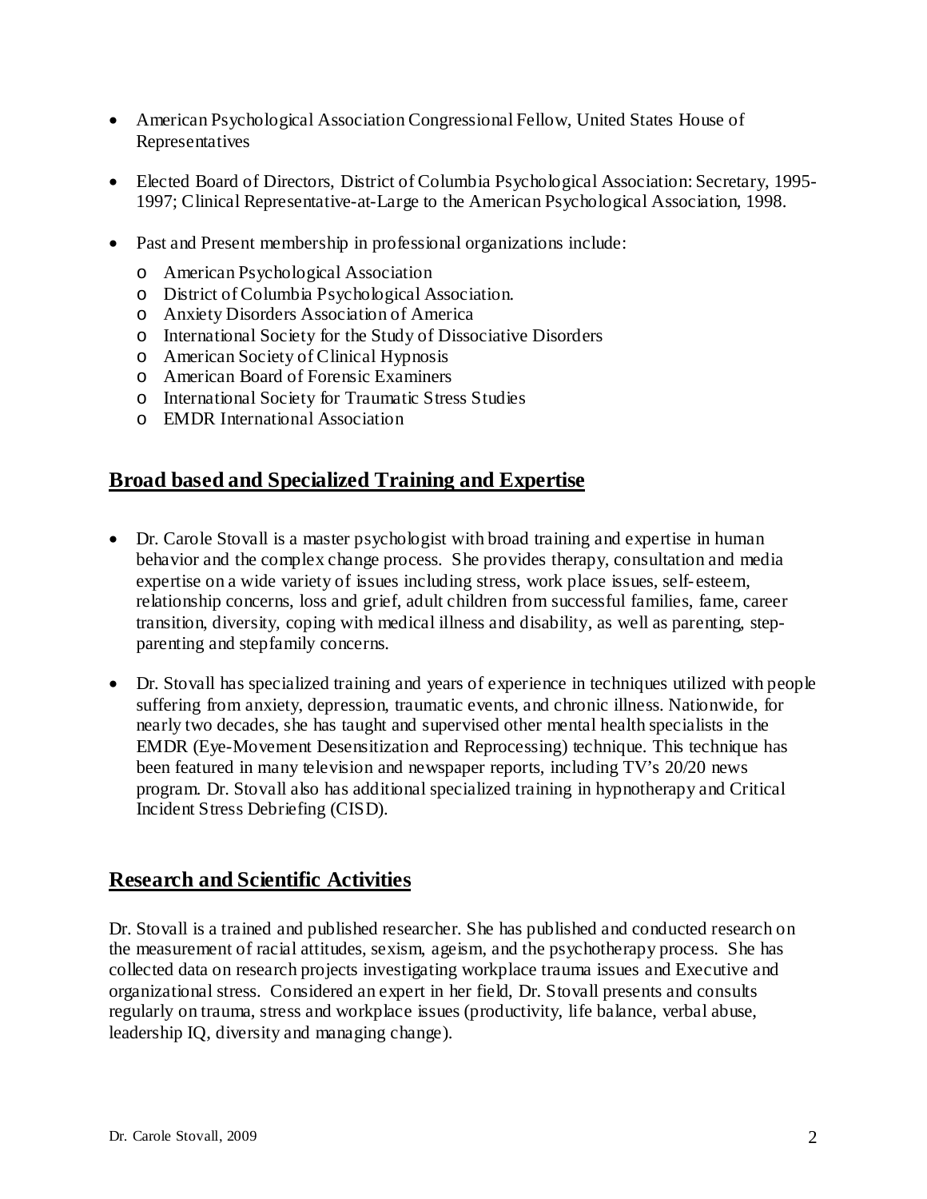- American Psychological Association Congressional Fellow, United States House of Representatives

- Elected Board of Directors, District of Columbia Psychological Association: Secretary, 1995-1997; Clinical Representative-at-Large to the American Psychological Association, 1998.

- Past and Present membership in professional organizations include:
  - American Psychological Association
  - District of Columbia Psychological Association.
  - Anxiety Disorders Association of America
  - International Society for the Study of Dissociative Disorders
  - American Society of Clinical Hypnosis
  - American Board of Forensic Examiners
  - International Society for Traumatic Stress Studies
  - EMDR International Association

## Broad based and Specialized Training and Expertise

- Dr. Carole Stovall is a master psychologist with broad training and expertise in human behavior and the complex change process. She provides therapy, consultation and media expertise on a wide variety of issues including stress, work place issues, self-esteem, relationship concerns, loss and grief, adult children from successful families, fame, career transition, diversity, coping with medical illness and disability, as well as parenting, step-parenting and stepfamily concerns.

- Dr. Stovall has specialized training and years of experience in techniques utilized with people suffering from anxiety, depression, traumatic events, and chronic illness. Nationwide, for nearly two decades, she has taught and supervised other mental health specialists in the EMDR (Eye-Movement Desensitization and Reprocessing) technique. This technique has been featured in many television and newspaper reports, including TV's 20/20 news program. Dr. Stovall also has additional specialized training in hypnotherapy and Critical Incident Stress Debriefing (CISD).

## Research and Scientific Activities

Dr. Stovall is a trained and published researcher. She has published and conducted research on the measurement of racial attitudes, sexism, ageism, and the psychotherapy process. She has collected data on research projects investigating workplace trauma issues and Executive and organizational stress. Considered an expert in her field, Dr. Stovall presents and consults regularly on trauma, stress and workplace issues (productivity, life balance, verbal abuse, leadership IQ, diversity and managing change).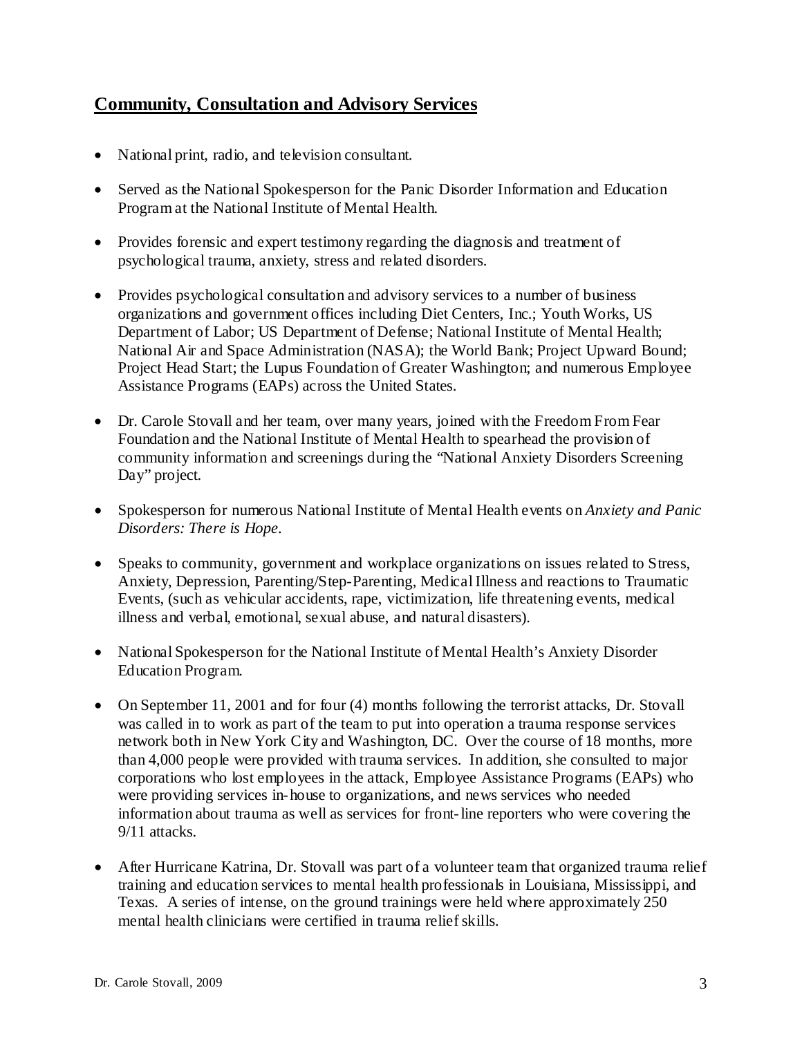## **Community, Consultation and Advisory Services**

- National print, radio, and television consultant.
- Served as the National Spokesperson for the Panic Disorder Information and Education Program at the National Institute of Mental Health.
- Provides forensic and expert testimony regarding the diagnosis and treatment of psychological trauma, anxiety, stress and related disorders.
- Provides psychological consultation and advisory services to a number of business organizations and government offices including Diet Centers, Inc.; Youth Works, US Department of Labor; US Department of Defense; National Institute of Mental Health; National Air and Space Administration (NASA); the World Bank; Project Upward Bound; Project Head Start; the Lupus Foundation of Greater Washington; and numerous Employee Assistance Programs (EAPs) across the United States.
- Dr. Carole Stovall and her team, over many years, joined with the Freedom From Fear Foundation and the National Institute of Mental Health to spearhead the provision of community information and screenings during the "National Anxiety Disorders Screening Day" project.
- Spokesperson for numerous National Institute of Mental Health events on *Anxiety and Panic Disorders: There is Hope*.
- Speaks to community, government and workplace organizations on issues related to Stress, Anxiety, Depression, Parenting/Step-Parenting, Medical Illness and reactions to Traumatic Events, (such as vehicular accidents, rape, victimization, life threatening events, medical illness and verbal, emotional, sexual abuse, and natural disasters).
- National Spokesperson for the National Institute of Mental Health's Anxiety Disorder Education Program.
- On September 11, 2001 and for four (4) months following the terrorist attacks, Dr. Stovall was called in to work as part of the team to put into operation a trauma response services network both in New York City and Washington, DC. Over the course of 18 months, more than 4,000 people were provided with trauma services. In addition, she consulted to major corporations who lost employees in the attack, Employee Assistance Programs (EAPs) who were providing services in-house to organizations, and news services who needed information about trauma as well as services for front-line reporters who were covering the 9/11 attacks.
- After Hurricane Katrina, Dr. Stovall was part of a volunteer team that organized trauma relief training and education services to mental health professionals in Louisiana, Mississippi, and Texas. A series of intense, on the ground trainings were held where approximately 250 mental health clinicians were certified in trauma relief skills.